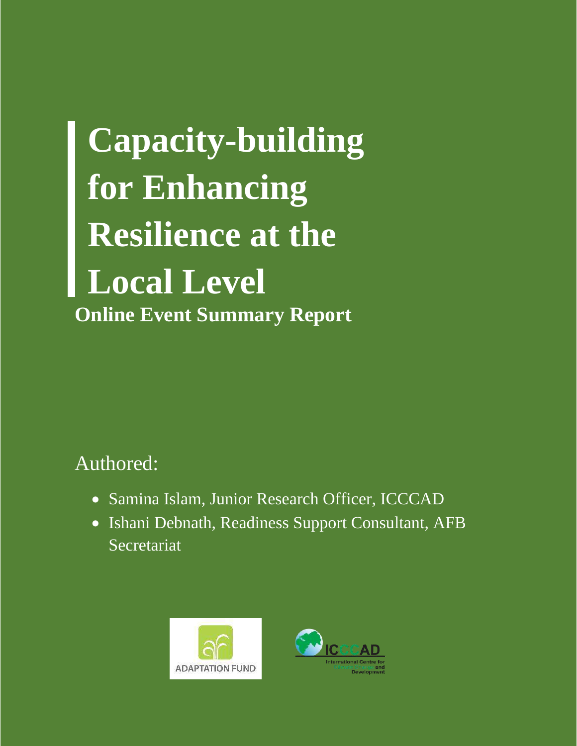# Capacity-building for Enhancing Resilience at the Local Level

## Online Event Summary Report

Authored:

- Samina Islam, Junior Research Officer, ICCCAD
- Ishani Debnath, Readiness Support Consultant, AFB Secretariat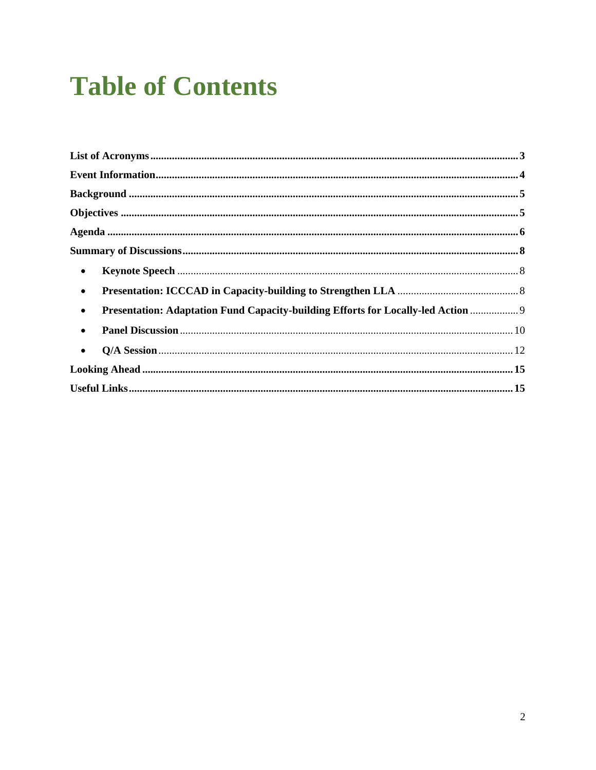# Table of Contents

**List of Acronyms** .......... **3**

**Event Information** .......... **4**

**Background** .......... **5**

**Objectives** .......... **5**

**Agenda** .......... **6**

**Summary of Discussions** .......... **8**

- **Keynote Speech** .......... 8
- **Presentation: ICCCAD in Capacity-building to Strengthen LLA** .......... 8
- **Presentation: Adaptation Fund Capacity-building Efforts for Locally-led Action** .......... 9
- **Panel Discussion** .......... 10
- **Q/A Session** .......... 12

**Looking Ahead** .......... **15**

**Useful Links** .......... **15**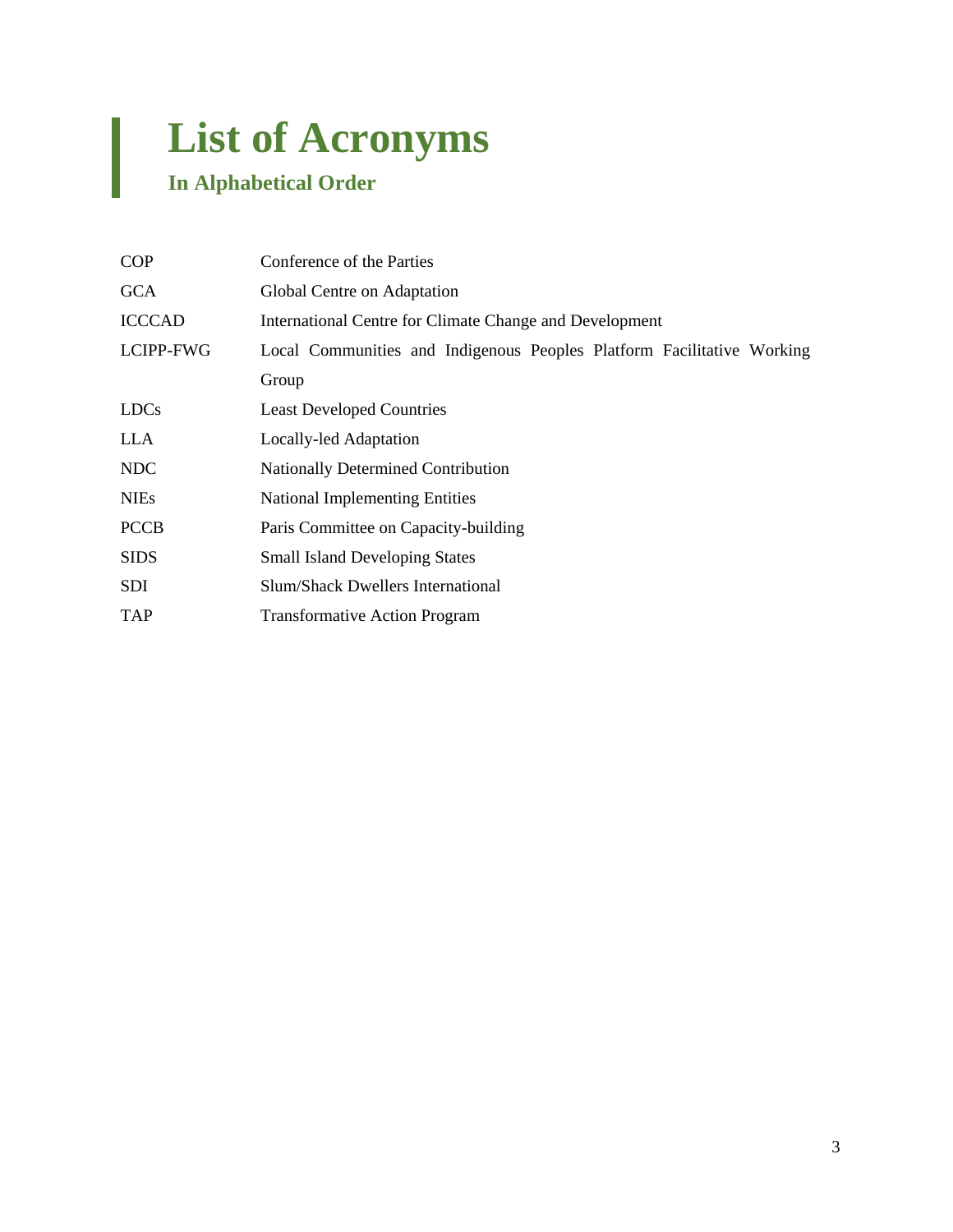# List of Acronyms

## In Alphabetical Order

| | |
|---|---|
| COP | Conference of the Parties |
| GCA | Global Centre on Adaptation |
| ICCCAD | International Centre for Climate Change and Development |
| LCIPP-FWG | Local Communities and Indigenous Peoples Platform Facilitative Working Group |
| LDCs | Least Developed Countries |
| LLA | Locally-led Adaptation |
| NDC | Nationally Determined Contribution |
| NIEs | National Implementing Entities |
| PCCB | Paris Committee on Capacity-building |
| SIDS | Small Island Developing States |
| SDI | Slum/Shack Dwellers International |
| TAP | Transformative Action Program |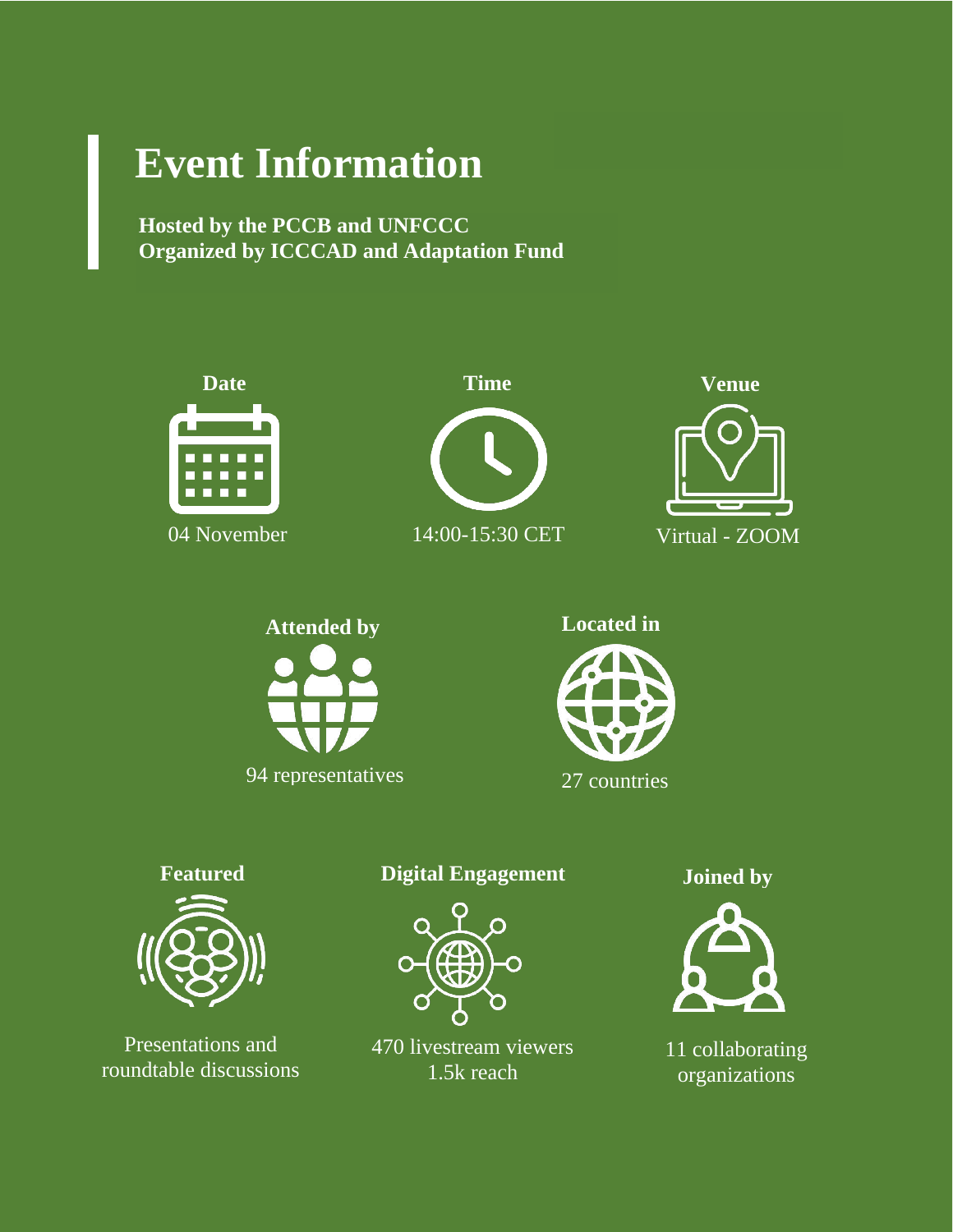# Event Information

**Hosted by the PCCB and UNFCCC**
**Organized by ICCCAD and Adaptation Fund**

**Date**

04 November

**Time**

14:00-15:30 CET

**Venue**

Virtual - ZOOM

**Attended by**

94 representatives

**Located in**

27 countries

**Featured**

Presentations and roundtable discussions

**Digital Engagement**

470 livestream viewers
1.5k reach

**Joined by**

11 collaborating organizations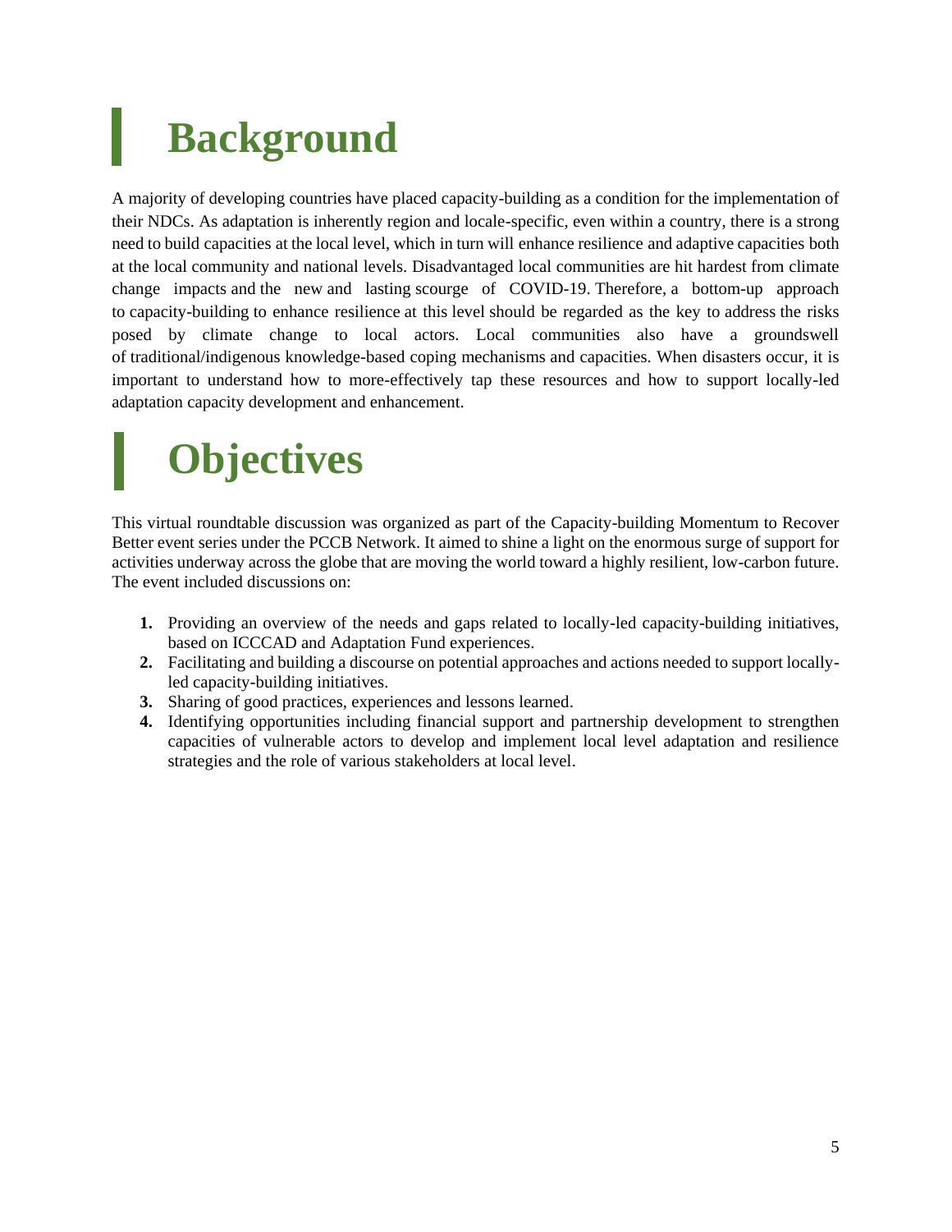# Background

A majority of developing countries have placed capacity-building as a condition for the implementation of their NDCs. As adaptation is inherently region and locale-specific, even within a country, there is a strong need to build capacities at the local level, which in turn will enhance resilience and adaptive capacities both at the local community and national levels. Disadvantaged local communities are hit hardest from climate change impacts and the new and lasting scourge of COVID-19. Therefore, a bottom-up approach to capacity-building to enhance resilience at this level should be regarded as the key to address the risks posed by climate change to local actors. Local communities also have a groundswell of traditional/indigenous knowledge-based coping mechanisms and capacities. When disasters occur, it is important to understand how to more-effectively tap these resources and how to support locally-led adaptation capacity development and enhancement.

# Objectives

This virtual roundtable discussion was organized as part of the Capacity-building Momentum to Recover Better event series under the PCCB Network. It aimed to shine a light on the enormous surge of support for activities underway across the globe that are moving the world toward a highly resilient, low-carbon future. The event included discussions on:

1. Providing an overview of the needs and gaps related to locally-led capacity-building initiatives, based on ICCCAD and Adaptation Fund experiences.
2. Facilitating and building a discourse on potential approaches and actions needed to support locally-led capacity-building initiatives.
3. Sharing of good practices, experiences and lessons learned.
4. Identifying opportunities including financial support and partnership development to strengthen capacities of vulnerable actors to develop and implement local level adaptation and resilience strategies and the role of various stakeholders at local level.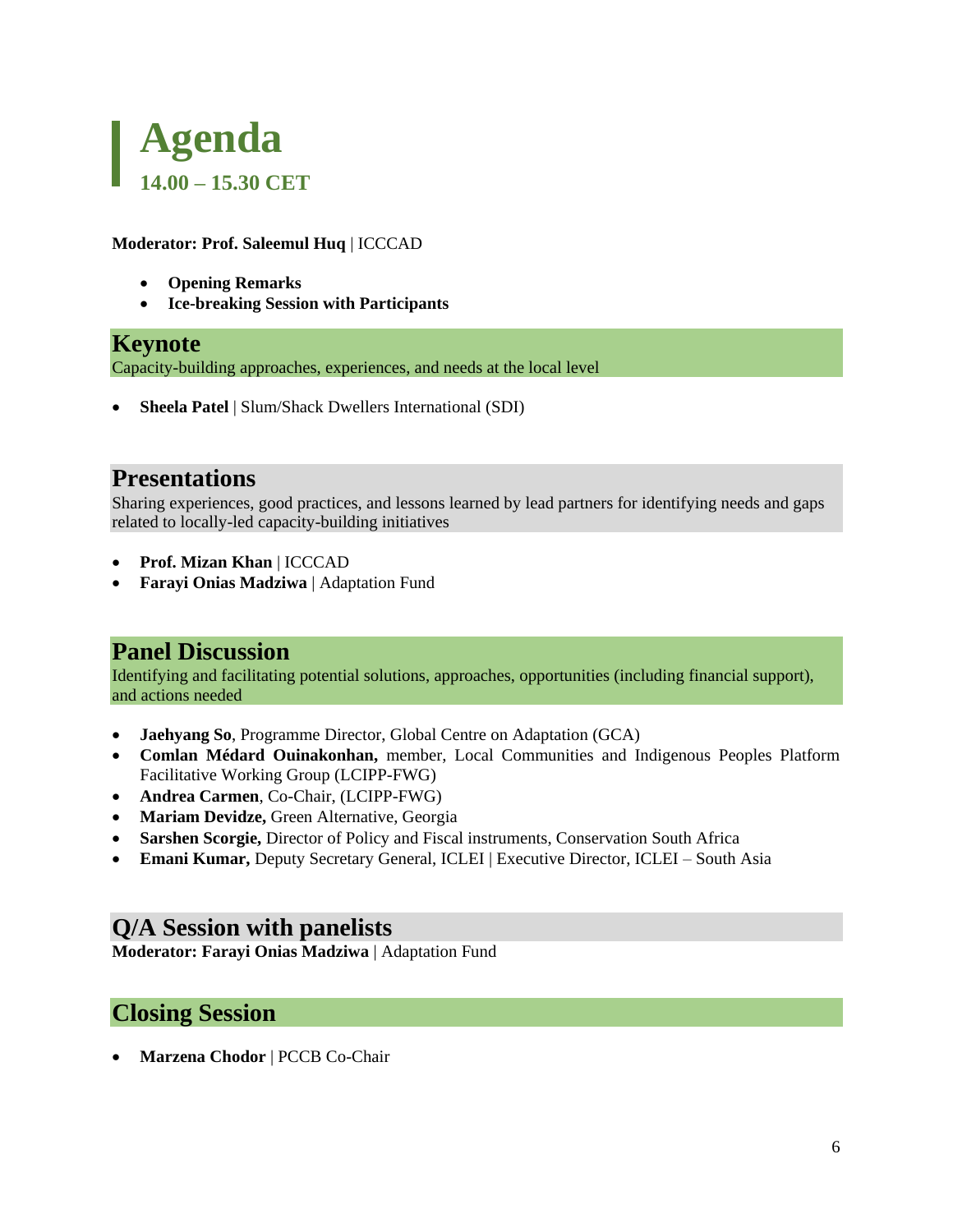# Agenda

## 14.00 – 15.30 CET

**Moderator: Prof. Saleemul Huq** | ICCCAD

- **Opening Remarks**
- **Ice-breaking Session with Participants**

## Keynote

Capacity-building approaches, experiences, and needs at the local level

- **Sheela Patel** | Slum/Shack Dwellers International (SDI)

## Presentations

Sharing experiences, good practices, and lessons learned by lead partners for identifying needs and gaps related to locally-led capacity-building initiatives

- **Prof. Mizan Khan** | ICCCAD
- **Farayi Onias Madziwa** | Adaptation Fund

## Panel Discussion

Identifying and facilitating potential solutions, approaches, opportunities (including financial support), and actions needed

- **Jaehyang So**, Programme Director, Global Centre on Adaptation (GCA)
- **Comlan Médard Ouinakonhan,** member, Local Communities and Indigenous Peoples Platform Facilitative Working Group (LCIPP-FWG)
- **Andrea Carmen**, Co-Chair, (LCIPP-FWG)
- **Mariam Devidze,** Green Alternative, Georgia
- **Sarshen Scorgie,** Director of Policy and Fiscal instruments, Conservation South Africa
- **Emani Kumar,** Deputy Secretary General, ICLEI | Executive Director, ICLEI – South Asia

## Q/A Session with panelists

**Moderator: Farayi Onias Madziwa** | Adaptation Fund

## Closing Session

- **Marzena Chodor** | PCCB Co-Chair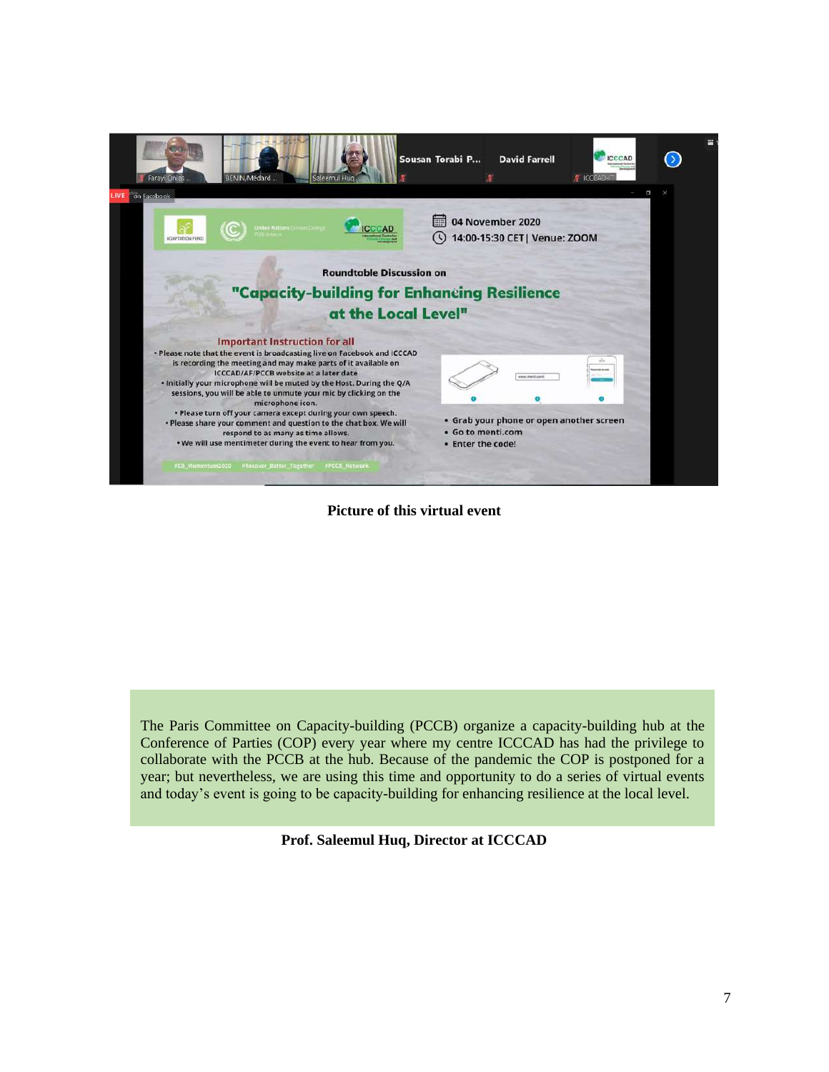**Picture of this virtual event**

The Paris Committee on Capacity-building (PCCB) organize a capacity-building hub at the Conference of Parties (COP) every year where my centre ICCCAD has had the privilege to collaborate with the PCCB at the hub. Because of the pandemic the COP is postponed for a year; but nevertheless, we are using this time and opportunity to do a series of virtual events and today's event is going to be capacity-building for enhancing resilience at the local level.

**Prof. Saleemul Huq, Director at ICCCAD**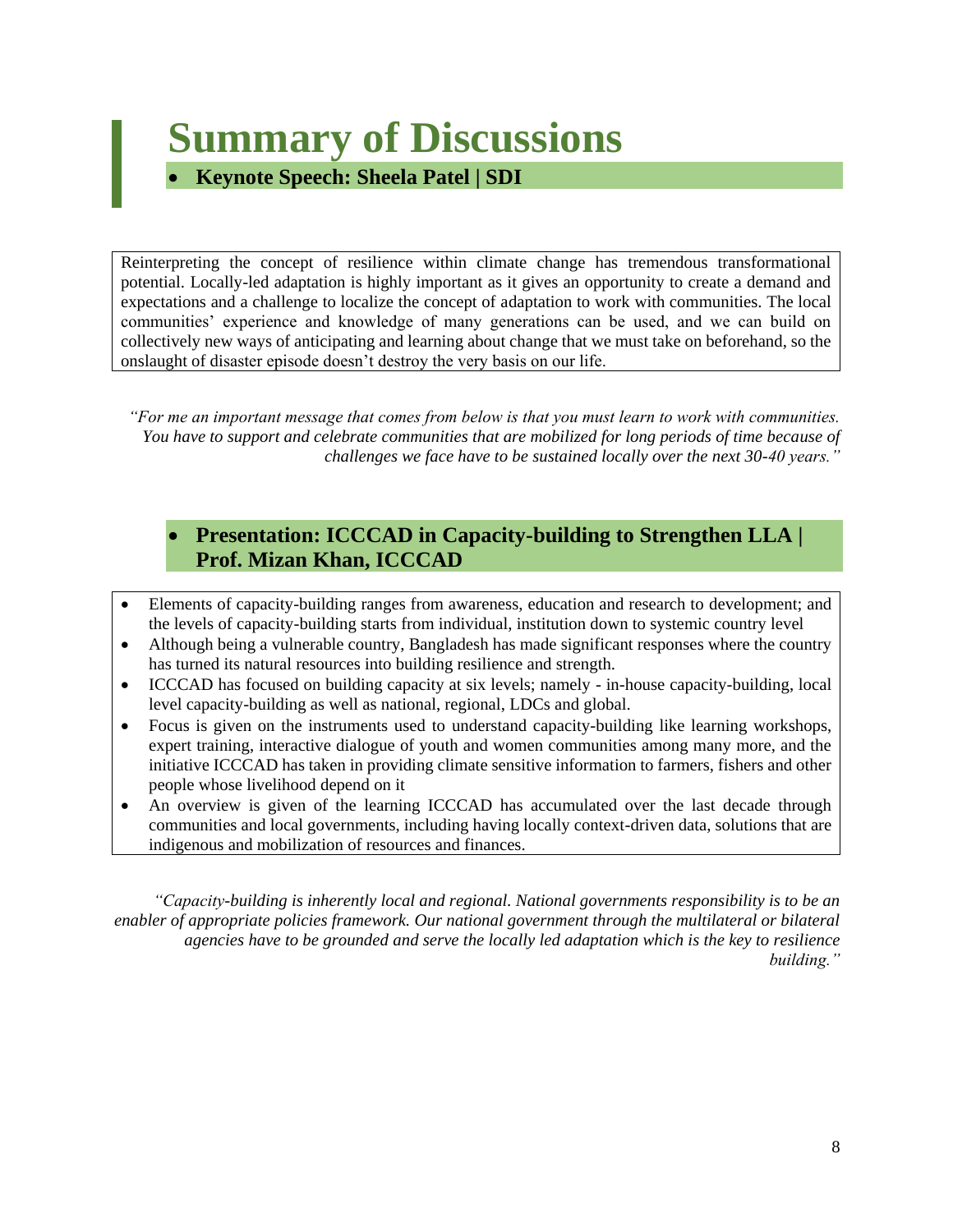# Summary of Discussions

## Keynote Speech: Sheela Patel | SDI

Reinterpreting the concept of resilience within climate change has tremendous transformational potential. Locally-led adaptation is highly important as it gives an opportunity to create a demand and expectations and a challenge to localize the concept of adaptation to work with communities. The local communities' experience and knowledge of many generations can be used, and we can build on collectively new ways of anticipating and learning about change that we must take on beforehand, so the onslaught of disaster episode doesn't destroy the very basis on our life.

*"For me an important message that comes from below is that you must learn to work with communities. You have to support and celebrate communities that are mobilized for long periods of time because of challenges we face have to be sustained locally over the next 30-40 years."*

## Presentation: ICCCAD in Capacity-building to Strengthen LLA | Prof. Mizan Khan, ICCCAD

- Elements of capacity-building ranges from awareness, education and research to development; and the levels of capacity-building starts from individual, institution down to systemic country level
- Although being a vulnerable country, Bangladesh has made significant responses where the country has turned its natural resources into building resilience and strength.
- ICCCAD has focused on building capacity at six levels; namely - in-house capacity-building, local level capacity-building as well as national, regional, LDCs and global.
- Focus is given on the instruments used to understand capacity-building like learning workshops, expert training, interactive dialogue of youth and women communities among many more, and the initiative ICCCAD has taken in providing climate sensitive information to farmers, fishers and other people whose livelihood depend on it
- An overview is given of the learning ICCCAD has accumulated over the last decade through communities and local governments, including having locally context-driven data, solutions that are indigenous and mobilization of resources and finances.

*"Capacity-building is inherently local and regional. National governments responsibility is to be an enabler of appropriate policies framework. Our national government through the multilateral or bilateral agencies have to be grounded and serve the locally led adaptation which is the key to resilience building."*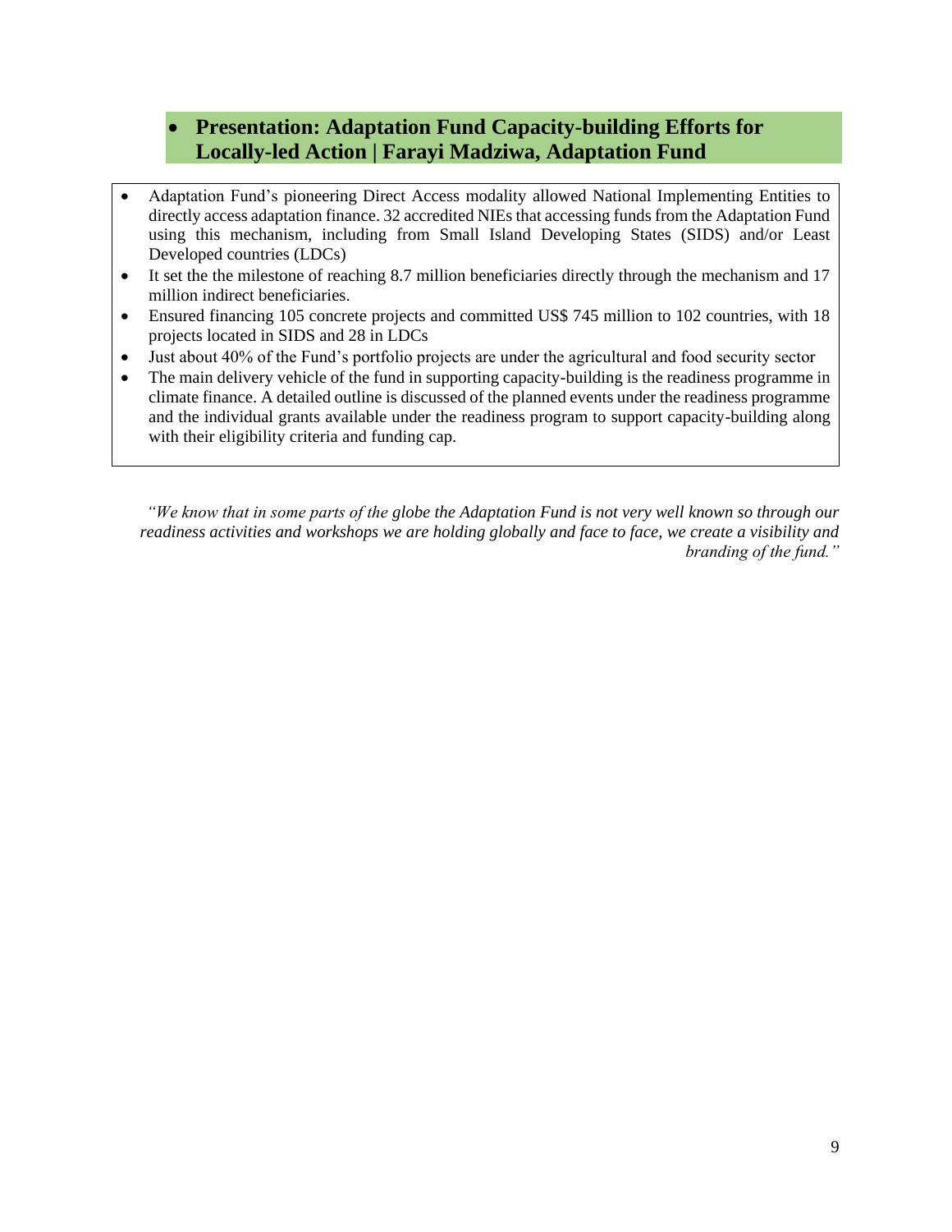- **Presentation: Adaptation Fund Capacity-building Efforts for Locally-led Action | Farayi Madziwa, Adaptation Fund**

- Adaptation Fund's pioneering Direct Access modality allowed National Implementing Entities to directly access adaptation finance. 32 accredited NIEs that accessing funds from the Adaptation Fund using this mechanism, including from Small Island Developing States (SIDS) and/or Least Developed countries (LDCs)
- It set the the milestone of reaching 8.7 million beneficiaries directly through the mechanism and 17 million indirect beneficiaries.
- Ensured financing 105 concrete projects and committed US$ 745 million to 102 countries, with 18 projects located in SIDS and 28 in LDCs
- Just about 40% of the Fund's portfolio projects are under the agricultural and food security sector
- The main delivery vehicle of the fund in supporting capacity-building is the readiness programme in climate finance. A detailed outline is discussed of the planned events under the readiness programme and the individual grants available under the readiness program to support capacity-building along with their eligibility criteria and funding cap.

*"We know that in some parts of the globe the Adaptation Fund is not very well known so through our readiness activities and workshops we are holding globally and face to face, we create a visibility and branding of the fund."*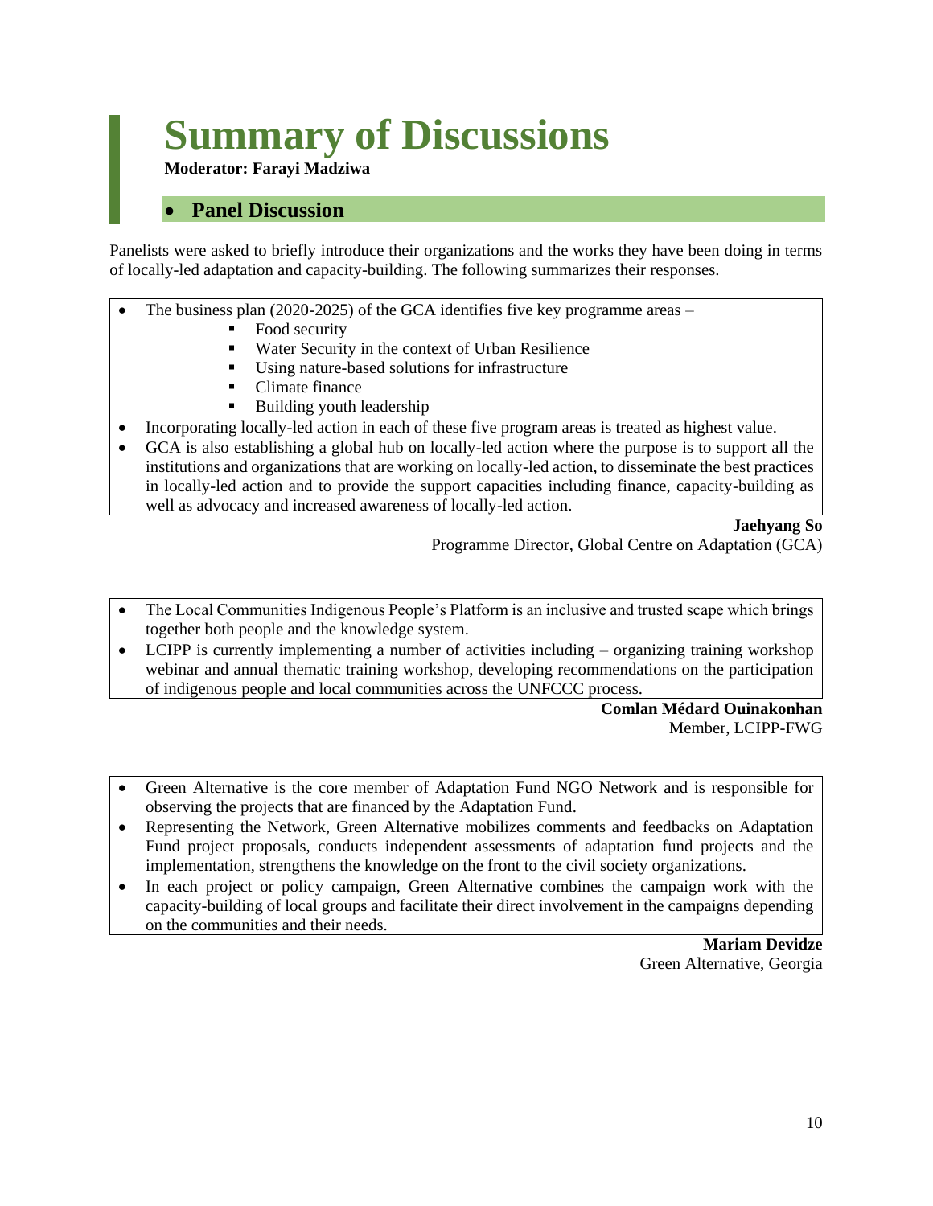# Summary of Discussions

**Moderator: Farayi Madziwa**

## Panel Discussion

Panelists were asked to briefly introduce their organizations and the works they have been doing in terms of locally-led adaptation and capacity-building. The following summarizes their responses.

- The business plan (2020-2025) of the GCA identifies five key programme areas –
  - Food security
  - Water Security in the context of Urban Resilience
  - Using nature-based solutions for infrastructure
  - Climate finance
  - Building youth leadership
- Incorporating locally-led action in each of these five program areas is treated as highest value.
- GCA is also establishing a global hub on locally-led action where the purpose is to support all the institutions and organizations that are working on locally-led action, to disseminate the best practices in locally-led action and to provide the support capacities including finance, capacity-building as well as advocacy and increased awareness of locally-led action.

**Jaehyang So**
Programme Director, Global Centre on Adaptation (GCA)

- The Local Communities Indigenous People's Platform is an inclusive and trusted scape which brings together both people and the knowledge system.
- LCIPP is currently implementing a number of activities including – organizing training workshop webinar and annual thematic training workshop, developing recommendations on the participation of indigenous people and local communities across the UNFCCC process.

**Comlan Médard Ouinakonhan**
Member, LCIPP-FWG

- Green Alternative is the core member of Adaptation Fund NGO Network and is responsible for observing the projects that are financed by the Adaptation Fund.
- Representing the Network, Green Alternative mobilizes comments and feedbacks on Adaptation Fund project proposals, conducts independent assessments of adaptation fund projects and the implementation, strengthens the knowledge on the front to the civil society organizations.
- In each project or policy campaign, Green Alternative combines the campaign work with the capacity-building of local groups and facilitate their direct involvement in the campaigns depending on the communities and their needs.

**Mariam Devidze**
Green Alternative, Georgia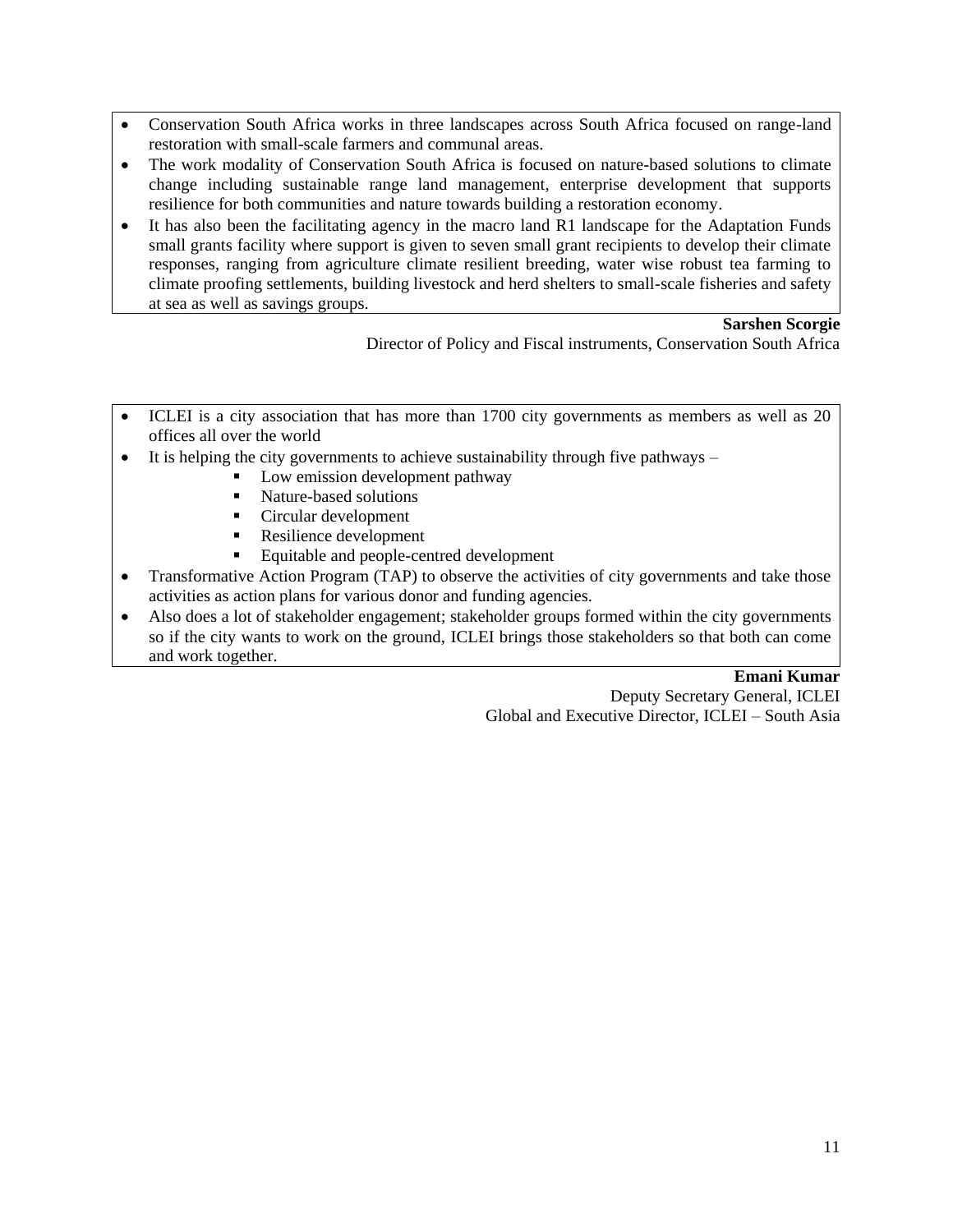- Conservation South Africa works in three landscapes across South Africa focused on range-land restoration with small-scale farmers and communal areas.
- The work modality of Conservation South Africa is focused on nature-based solutions to climate change including sustainable range land management, enterprise development that supports resilience for both communities and nature towards building a restoration economy.
- It has also been the facilitating agency in the macro land R1 landscape for the Adaptation Funds small grants facility where support is given to seven small grant recipients to develop their climate responses, ranging from agriculture climate resilient breeding, water wise robust tea farming to climate proofing settlements, building livestock and herd shelters to small-scale fisheries and safety at sea as well as savings groups.

**Sarshen Scorgie**
Director of Policy and Fiscal instruments, Conservation South Africa

- ICLEI is a city association that has more than 1700 city governments as members as well as 20 offices all over the world
- It is helping the city governments to achieve sustainability through five pathways –
  - Low emission development pathway
  - Nature-based solutions
  - Circular development
  - Resilience development
  - Equitable and people-centred development
- Transformative Action Program (TAP) to observe the activities of city governments and take those activities as action plans for various donor and funding agencies.
- Also does a lot of stakeholder engagement; stakeholder groups formed within the city governments so if the city wants to work on the ground, ICLEI brings those stakeholders so that both can come and work together.

**Emani Kumar**
Deputy Secretary General, ICLEI
Global and Executive Director, ICLEI – South Asia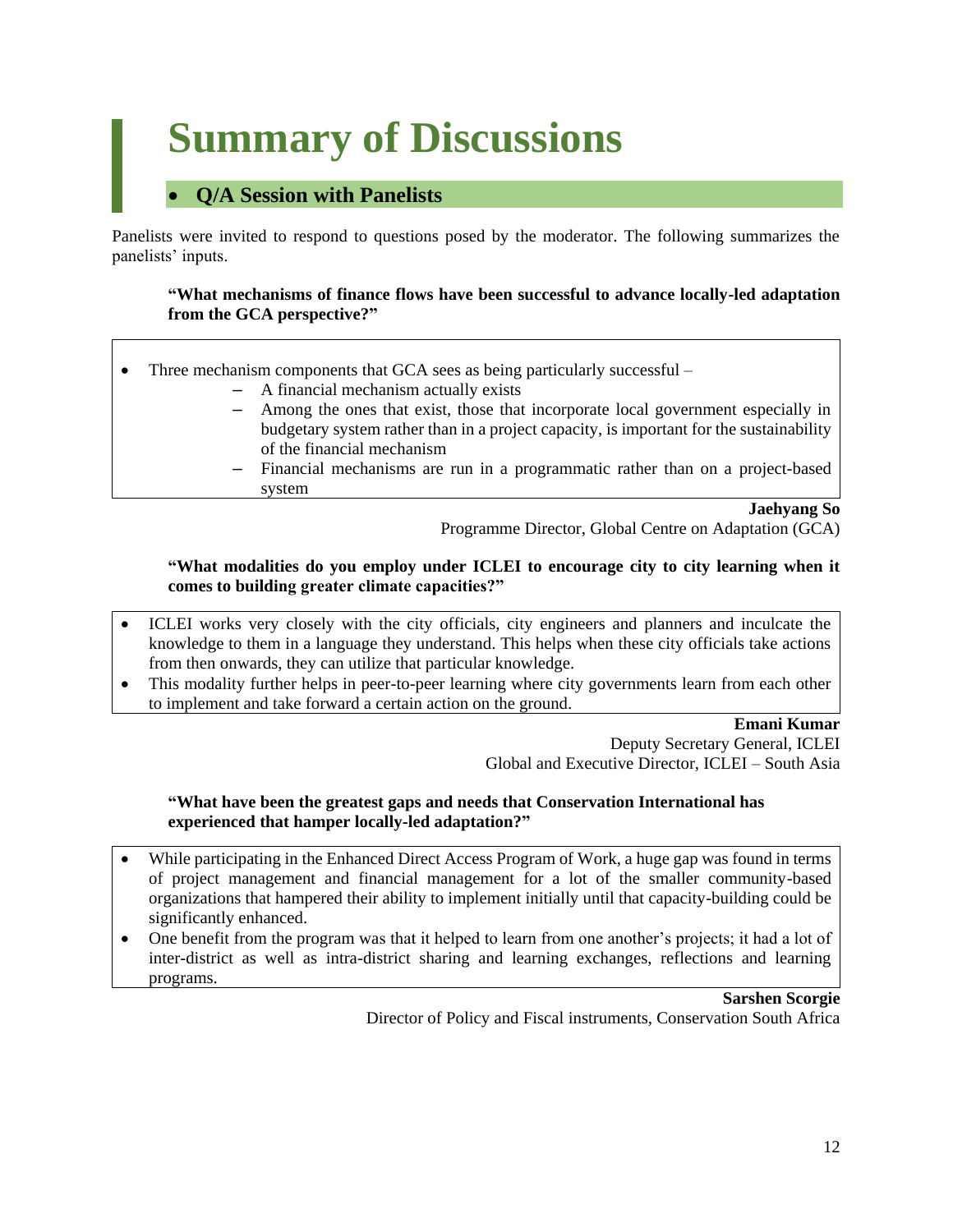# Summary of Discussions

## • Q/A Session with Panelists

Panelists were invited to respond to questions posed by the moderator. The following summarizes the panelists' inputs.

**"What mechanisms of finance flows have been successful to advance locally-led adaptation from the GCA perspective?"**

- Three mechanism components that GCA sees as being particularly successful –
  - A financial mechanism actually exists
  - Among the ones that exist, those that incorporate local government especially in budgetary system rather than in a project capacity, is important for the sustainability of the financial mechanism
  - Financial mechanisms are run in a programmatic rather than on a project-based system

**Jaehyang So**
Programme Director, Global Centre on Adaptation (GCA)

**"What modalities do you employ under ICLEI to encourage city to city learning when it comes to building greater climate capacities?"**

- ICLEI works very closely with the city officials, city engineers and planners and inculcate the knowledge to them in a language they understand. This helps when these city officials take actions from then onwards, they can utilize that particular knowledge.
- This modality further helps in peer-to-peer learning where city governments learn from each other to implement and take forward a certain action on the ground.

**Emani Kumar**
Deputy Secretary General, ICLEI
Global and Executive Director, ICLEI – South Asia

**"What have been the greatest gaps and needs that Conservation International has experienced that hamper locally-led adaptation?"**

- While participating in the Enhanced Direct Access Program of Work, a huge gap was found in terms of project management and financial management for a lot of the smaller community-based organizations that hampered their ability to implement initially until that capacity-building could be significantly enhanced.
- One benefit from the program was that it helped to learn from one another's projects; it had a lot of inter-district as well as intra-district sharing and learning exchanges, reflections and learning programs.

**Sarshen Scorgie**
Director of Policy and Fiscal instruments, Conservation South Africa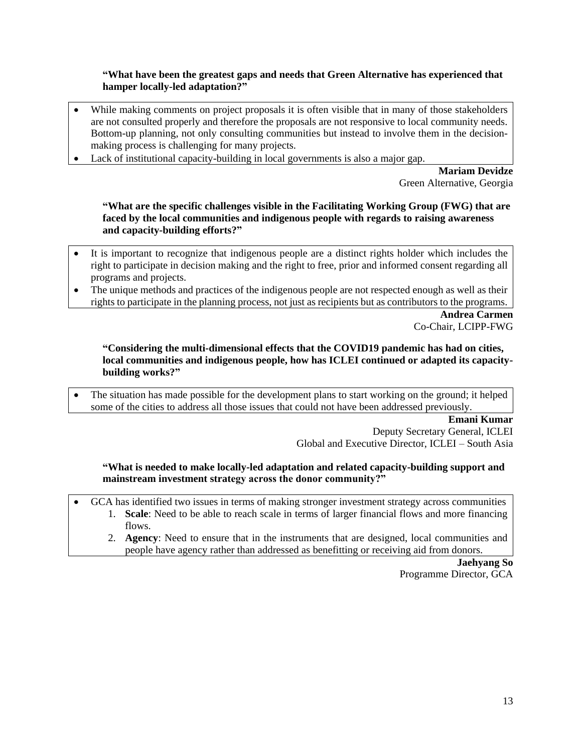**“What have been the greatest gaps and needs that Green Alternative has experienced that hamper locally-led adaptation?”**

- While making comments on project proposals it is often visible that in many of those stakeholders are not consulted properly and therefore the proposals are not responsive to local community needs. Bottom-up planning, not only consulting communities but instead to involve them in the decision-making process is challenging for many projects.
- Lack of institutional capacity-building in local governments is also a major gap.

**Mariam Devidze**
Green Alternative, Georgia

**“What are the specific challenges visible in the Facilitating Working Group (FWG) that are faced by the local communities and indigenous people with regards to raising awareness and capacity-building efforts?”**

- It is important to recognize that indigenous people are a distinct rights holder which includes the right to participate in decision making and the right to free, prior and informed consent regarding all programs and projects.
- The unique methods and practices of the indigenous people are not respected enough as well as their rights to participate in the planning process, not just as recipients but as contributors to the programs.

**Andrea Carmen**
Co-Chair, LCIPP-FWG

**“Considering the multi-dimensional effects that the COVID19 pandemic has had on cities, local communities and indigenous people, how has ICLEI continued or adapted its capacity-building works?”**

- The situation has made possible for the development plans to start working on the ground; it helped some of the cities to address all those issues that could not have been addressed previously.

**Emani Kumar**
Deputy Secretary General, ICLEI
Global and Executive Director, ICLEI – South Asia

**“What is needed to make locally-led adaptation and related capacity-building support and mainstream investment strategy across the donor community?”**

- GCA has identified two issues in terms of making stronger investment strategy across communities
    1. **Scale**: Need to be able to reach scale in terms of larger financial flows and more financing flows.
    2. **Agency**: Need to ensure that in the instruments that are designed, local communities and people have agency rather than addressed as benefitting or receiving aid from donors.

**Jaehyang So**
Programme Director, GCA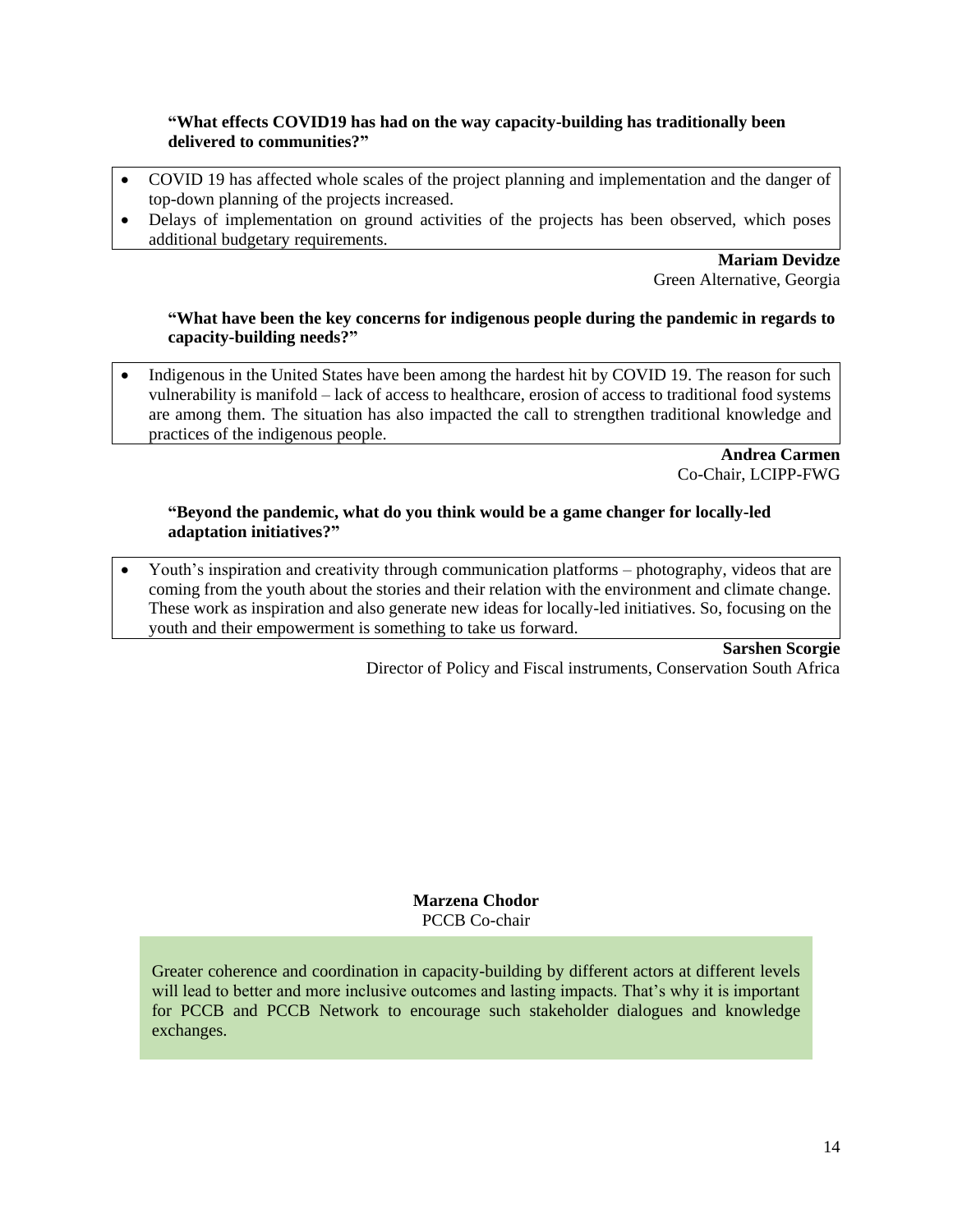**"What effects COVID19 has had on the way capacity-building has traditionally been delivered to communities?"**

- COVID 19 has affected whole scales of the project planning and implementation and the danger of top-down planning of the projects increased.
- Delays of implementation on ground activities of the projects has been observed, which poses additional budgetary requirements.

**Mariam Devidze**
Green Alternative, Georgia

**"What have been the key concerns for indigenous people during the pandemic in regards to capacity-building needs?"**

- Indigenous in the United States have been among the hardest hit by COVID 19. The reason for such vulnerability is manifold – lack of access to healthcare, erosion of access to traditional food systems are among them. The situation has also impacted the call to strengthen traditional knowledge and practices of the indigenous people.

**Andrea Carmen**
Co-Chair, LCIPP-FWG

**"Beyond the pandemic, what do you think would be a game changer for locally-led adaptation initiatives?"**

- Youth's inspiration and creativity through communication platforms – photography, videos that are coming from the youth about the stories and their relation with the environment and climate change. These work as inspiration and also generate new ideas for locally-led initiatives. So, focusing on the youth and their empowerment is something to take us forward.

**Sarshen Scorgie**
Director of Policy and Fiscal instruments, Conservation South Africa

**Marzena Chodor**
PCCB Co-chair

Greater coherence and coordination in capacity-building by different actors at different levels will lead to better and more inclusive outcomes and lasting impacts. That's why it is important for PCCB and PCCB Network to encourage such stakeholder dialogues and knowledge exchanges.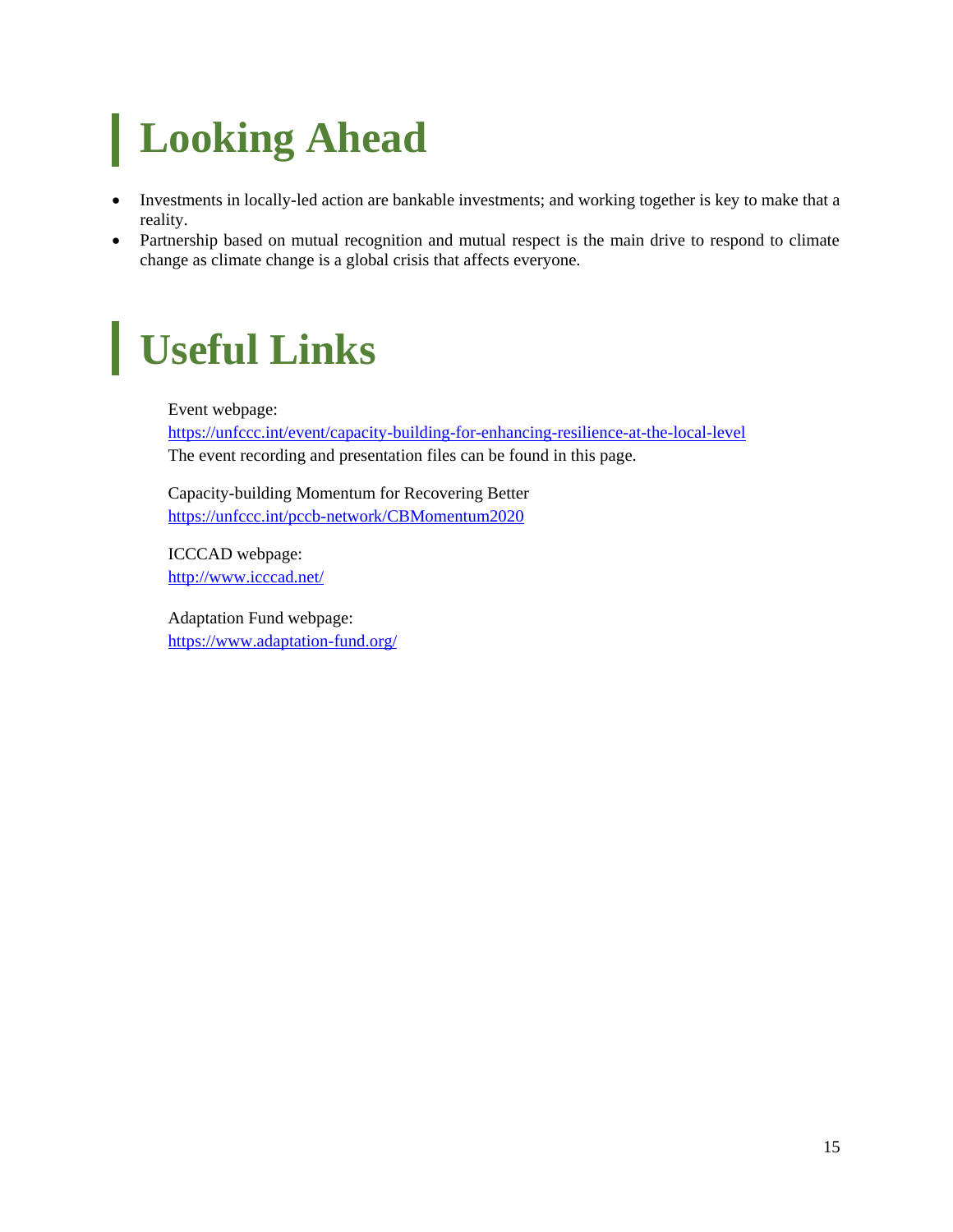# Looking Ahead

- Investments in locally-led action are bankable investments; and working together is key to make that a reality.
- Partnership based on mutual recognition and mutual respect is the main drive to respond to climate change as climate change is a global crisis that affects everyone.

# Useful Links

Event webpage:
https://unfccc.int/event/capacity-building-for-enhancing-resilience-at-the-local-level
The event recording and presentation files can be found in this page.

Capacity-building Momentum for Recovering Better
https://unfccc.int/pccb-network/CBMomentum2020

ICCCAD webpage:
http://www.icccad.net/

Adaptation Fund webpage:
https://www.adaptation-fund.org/